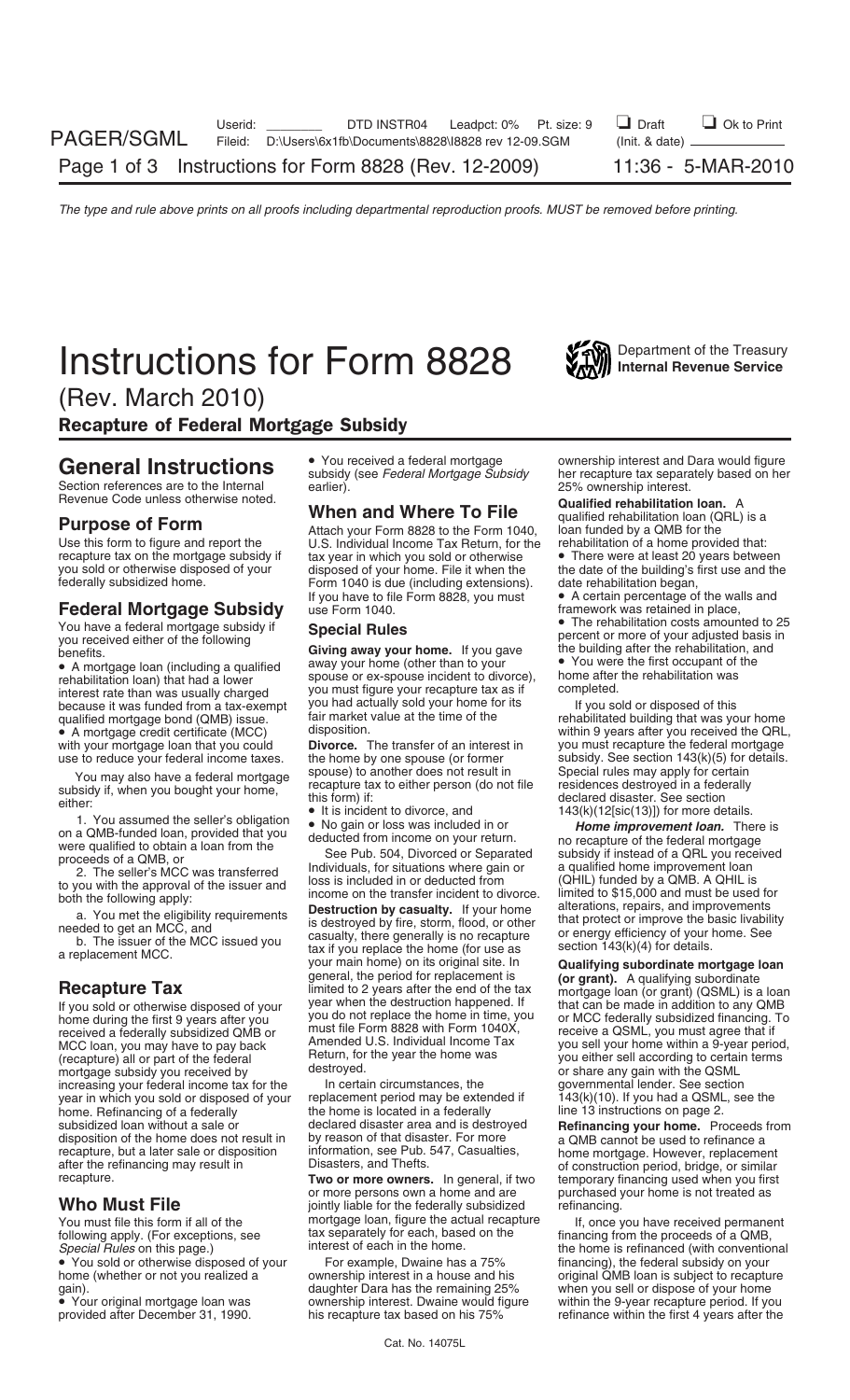# Instructions for Form 8828

Department of the Treasury
Internal Revenue Service

(Rev. March 2010)

## Recapture of Federal Mortgage Subsidy

## General Instructions

Section references are to the Internal Revenue Code unless otherwise noted.

### Purpose of Form

Use this form to figure and report the recapture tax on the mortgage subsidy if you sold or otherwise disposed of your federally subsidized home.

### Federal Mortgage Subsidy

You have a federal mortgage subsidy if you received either of the following benefits.

- A mortgage loan (including a qualified rehabilitation loan) that had a lower interest rate than was usually charged because it was funded from a tax-exempt qualified mortgage bond (QMB) issue.
- A mortgage credit certificate (MCC) with your mortgage loan that you could use to reduce your federal income taxes.

You may also have a federal mortgage subsidy if, when you bought your home, either:

1. You assumed the seller's obligation on a QMB-funded loan, provided that you were qualified to obtain a loan from the proceeds of a QMB, or
2. The seller's MCC was transferred to you with the approval of the issuer and both the following apply:
   a. You met the eligibility requirements needed to get an MCC, and
   b. The issuer of the MCC issued you a replacement MCC.

### Recapture Tax

If you sold or otherwise disposed of your home during the first 9 years after you received a federally subsidized QMB or MCC loan, you may have to pay back (recapture) all or part of the federal mortgage subsidy you received by increasing your federal income tax for the year in which you sold or disposed of your home. Refinancing of a federally subsidized loan without a sale or disposition of the home does not result in recapture, but a later sale or disposition after the refinancing may result in recapture.

### Who Must File

You must file this form if all of the following apply. (For exceptions, see *Special Rules* on this page.)

- You sold or otherwise disposed of your home (whether or not you realized a gain).
- Your original mortgage loan was provided after December 31, 1990.
- You received a federal mortgage subsidy (see *Federal Mortgage Subsidy* earlier).

### When and Where To File

Attach your Form 8828 to the Form 1040, U.S. Individual Income Tax Return, for the tax year in which you sold or otherwise disposed of your home. File it when the Form 1040 is due (including extensions). If you have to file Form 8828, you must use Form 1040.

### Special Rules

**Giving away your home.** If you gave away your home (other than to your spouse or ex-spouse incident to divorce), you must figure your recapture tax as if you had actually sold your home for its fair market value at the time of the disposition.

**Divorce.** The transfer of an interest in the home by one spouse (or former spouse) to another does not result in recapture tax to either person (do not file this form) if:

- It is incident to divorce, and
- No gain or loss was included in or deducted from income on your return.

See Pub. 504, Divorced or Separated Individuals, for situations where gain or loss is included in or deducted from income on the transfer incident to divorce.

**Destruction by casualty.** If your home is destroyed by fire, storm, flood, or other casualty, there generally is no recapture tax if you replace the home (for use as your main home) on its original site. In general, the period for replacement is limited to 2 years after the end of the tax year when the destruction happened. If you do not replace the home in time, you must file Form 8828 with Form 1040X, Amended U.S. Individual Income Tax Return, for the year the home was destroyed.

In certain circumstances, the replacement period may be extended if the home is located in a federally declared disaster area and is destroyed by reason of that disaster. For more information, see Pub. 547, Casualties, Disasters, and Thefts.

**Two or more owners.** In general, if two or more persons own a home and are jointly liable for the federally subsidized mortgage loan, figure the actual recapture tax separately for each, based on the interest of each in the home.

For example, Dwaine has a 75% ownership interest in a house and his daughter Dara has the remaining 25% ownership interest. Dwaine would figure his recapture tax based on his 75% ownership interest and Dara would figure her recapture tax separately based on her 25% ownership interest.

**Qualified rehabilitation loan.** A qualified rehabilitation loan (QRL) is a loan funded by a QMB for the rehabilitation of a home provided that:

- There were at least 20 years between the date of the building's first use and the date rehabilitation began,
- A certain percentage of the walls and framework was retained in place,
- The rehabilitation costs amounted to 25 percent or more of your adjusted basis in the building after the rehabilitation, and
- You were the first occupant of the home after the rehabilitation was completed.

If you sold or disposed of this rehabilitated building that was your home within 9 years after you received the QRL, you must recapture the federal mortgage subsidy. See section 143(k)(5) for details. Special rules may apply for certain residences destroyed in a federally declared disaster. See section 143(k)(12[sic(13)]) for more details.

***Home improvement loan.*** There is no recapture of the federal mortgage subsidy if instead of a QRL you received a qualified home improvement loan (QHIL) funded by a QMB. A QHIL is limited to $15,000 and must be used for alterations, repairs, and improvements that protect or improve the basic livability or energy efficiency of your home. See section 143(k)(4) for details.

**Qualifying subordinate mortgage loan (or grant).** A qualifying subordinate mortgage loan (or grant) (QSML) is a loan that can be made in addition to any QMB or MCC federally subsidized financing. To receive a QSML, you must agree that if you sell your home within a 9-year period, you either sell according to certain terms or share any gain with the QSML governmental lender. See section 143(k)(10). If you had a QSML, see the line 13 instructions on page 2.

**Refinancing your home.** Proceeds from a QMB cannot be used to refinance a home mortgage. However, replacement of construction period, bridge, or similar temporary financing used when you first purchased your home is not treated as refinancing.

If, once you have received permanent financing from the proceeds of a QMB, the home is refinanced (with conventional financing), the federal subsidy on your original QMB loan is subject to recapture when you sell or dispose of your home within the 9-year recapture period. If you refinance within the first 4 years after the

Cat. No. 14075L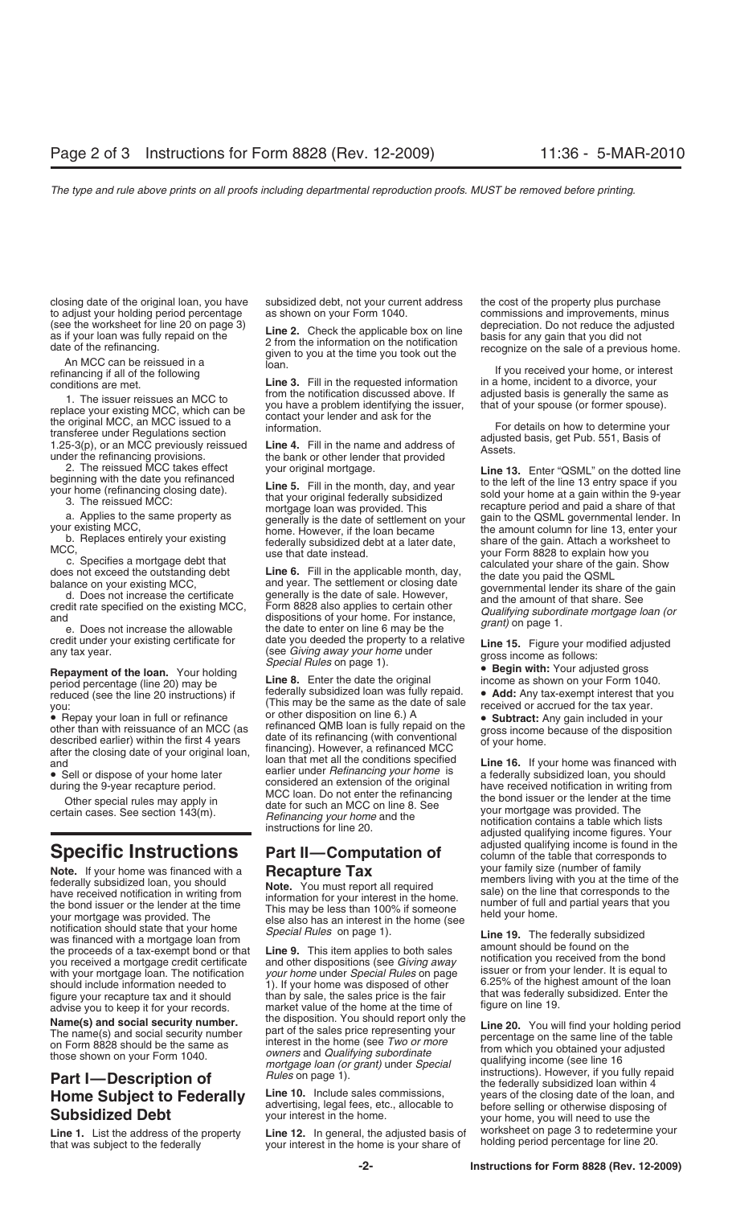closing date of the original loan, you have to adjust your holding period percentage (see the worksheet for line 20 on page 3) as if your loan was fully repaid on the date of the refinancing.

An MCC can be reissued in a refinancing if all of the following conditions are met.

1. The issuer reissues an MCC to replace your existing MCC, which can be the original MCC, an MCC issued to a transferee under Regulations section 1.25-3(p), or an MCC previously reissued under the refinancing provisions.

2. The reissued MCC takes effect beginning with the date you refinanced your home (refinancing closing date).

3. The reissued MCC:

a. Applies to the same property as your existing MCC,

b. Replaces entirely your existing MCC,

c. Specifies a mortgage debt that does not exceed the outstanding debt balance on your existing MCC,

d. Does not increase the certificate credit rate specified on the existing MCC, and

e. Does not increase the allowable credit under your existing certificate for any tax year.

**Repayment of the loan.** Your holding period percentage (line 20) may be reduced (see the line 20 instructions) if you:

- Repay your loan in full or refinance other than with reissuance of an MCC (as described earlier) within the first 4 years after the closing date of your original loan, and
- Sell or dispose of your home later during the 9-year recapture period.

Other special rules may apply in certain cases. See section 143(m).

# Specific Instructions

**Note.** If your home was financed with a federally subsidized loan, you should have received notification in writing from the bond issuer or the lender at the time your mortgage was provided. The notification should state that your home was financed with a mortgage loan from the proceeds of a tax-exempt bond or that you received a mortgage credit certificate with your mortgage loan. The notification should include information needed to figure your recapture tax and it should advise you to keep it for your records.

**Name(s) and social security number.** The name(s) and social security number on Form 8828 should be the same as those shown on your Form 1040.

## Part I—Description of Home Subject to Federally Subsidized Debt

**Line 1.** List the address of the property that was subject to the federally subsidized debt, not your current address as shown on your Form 1040.

**Line 2.** Check the applicable box on line 2 from the information on the notification given to you at the time you took out the loan.

**Line 3.** Fill in the requested information from the notification discussed above. If you have a problem identifying the issuer, contact your lender and ask for the information.

**Line 4.** Fill in the name and address of the bank or other lender that provided your original mortgage.

**Line 5.** Fill in the month, day, and year that your original federally subsidized mortgage loan was provided. This generally is the date of settlement on your home. However, if the loan became federally subsidized debt at a later date, use that date instead.

**Line 6.** Fill in the applicable month, day, and year. The settlement or closing date generally is the date of sale. However, Form 8828 also applies to certain other dispositions of your home. For instance, the date to enter on line 6 may be the date you deeded the property to a relative (see *Giving away your home* under *Special Rules* on page 1).

**Line 8.** Enter the date the original federally subsidized loan was fully repaid. (This may be the same as the date of sale or other disposition on line 6.) A refinanced QMB loan is fully repaid on the date of its refinancing (with conventional financing). However, a refinanced MCC loan that met all the conditions specified earlier under *Refinancing your home* is considered an extension of the original MCC loan. Do not enter the refinancing date for such an MCC on line 8. See *Refinancing your home* and the instructions for line 20.

## Part II—Computation of Recapture Tax

**Note.** You must report all required information for your interest in the home. This may be less than 100% if someone else also has an interest in the home (see *Special Rules* on page 1).

**Line 9.** This item applies to both sales and other dispositions (see *Giving away your home* under *Special Rules* on page 1). If your home was disposed of other than by sale, the sales price is the fair market value of the home at the time of the disposition. You should report only the part of the sales price representing your interest in the home (see *Two or more owners* and *Qualifying subordinate mortgage loan (or grant)* under *Special Rules* on page 1).

**Line 10.** Include sales commissions, advertising, legal fees, etc., allocable to your interest in the home.

**Line 12.** In general, the adjusted basis of your interest in the home is your share of the cost of the property plus purchase commissions and improvements, minus depreciation. Do not reduce the adjusted basis for any gain that you did not recognize on the sale of a previous home.

If you received your home, or interest in a home, incident to a divorce, your adjusted basis is generally the same as that of your spouse (or former spouse).

For details on how to determine your adjusted basis, get Pub. 551, Basis of Assets.

**Line 13.** Enter "QSML" on the dotted line to the left of the line 13 entry space if you sold your home at a gain within the 9-year recapture period and paid a share of that gain to the QSML governmental lender. In the amount column for line 13, enter your share of the gain. Attach a worksheet to your Form 8828 to explain how you calculated your share of the gain. Show the date you paid the QSML governmental lender its share of the gain and the amount of that share. See *Qualifying subordinate mortgage loan (or grant)* on page 1.

**Line 15.** Figure your modified adjusted gross income as follows:

- **Begin with:** Your adjusted gross income as shown on your Form 1040.
- **Add:** Any tax-exempt interest that you received or accrued for the tax year.
- **Subtract:** Any gain included in your gross income because of the disposition of your home.

**Line 16.** If your home was financed with a federally subsidized loan, you should have received notification in writing from the bond issuer or the lender at the time your mortgage was provided. The notification contains a table which lists adjusted qualifying income figures. Your adjusted qualifying income is found in the column of the table that corresponds to your family size (number of family members living with you at the time of the sale) on the line that corresponds to the number of full and partial years that you held your home.

**Line 19.** The federally subsidized amount should be found on the notification you received from the bond issuer or from your lender. It is equal to 6.25% of the highest amount of the loan that was federally subsidized. Enter the figure on line 19.

**Line 20.** You will find your holding period percentage on the same line of the table from which you obtained your adjusted qualifying income (see line 16 instructions). However, if you fully repaid the federally subsidized loan within 4 years of the closing date of the loan, and before selling or otherwise disposing of your home, you will need to use the worksheet on page 3 to redetermine your holding period percentage for line 20.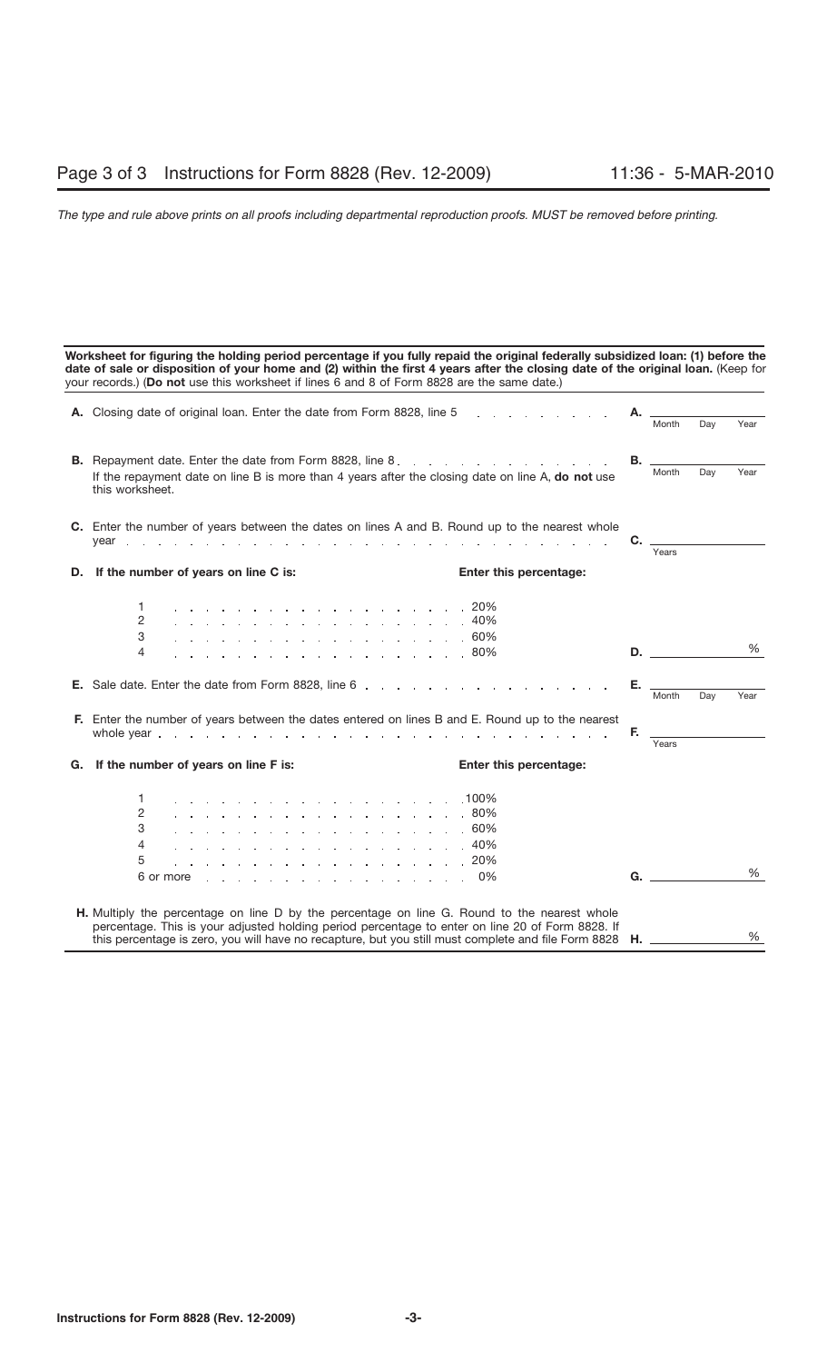**Worksheet for figuring the holding period percentage if you fully repaid the original federally subsidized loan: (1) before the date of sale or disposition of your home and (2) within the first 4 years after the closing date of the original loan.** (Keep for your records.) (**Do not** use this worksheet if lines 6 and 8 of Form 8828 are the same date.)

**A.** Closing date of original loan. Enter the date from Form 8828, line 5 . . . . . . . . . . **A.** ______ Month Day Year

**B.** Repayment date. Enter the date from Form 8828, line 8 . . . . . . . . . . . . . . . . **B.** ______ Month Day Year
If the repayment date on line B is more than 4 years after the closing date on line A, **do not** use this worksheet.

**C.** Enter the number of years between the dates on lines A and B. Round up to the nearest whole year . . . . . . . . . . . . . . . . . . . . . . . . . . . . . **C.** ______ Years

**D. If the number of years on line C is:** **Enter this percentage:**

| If the number of years on line C is: | Enter this percentage: |
| --- | --- |
| 1 | 20% |
| 2 | 40% |
| 3 | 60% |
| 4 | 80% |

**D.** ______ %

**E.** Sale date. Enter the date from Form 8828, line 6 . . . . . . . . . . . . . . . . . . **E.** ______ Month Day Year

**F.** Enter the number of years between the dates entered on lines B and E. Round up to the nearest whole year . . . . . . . . . . . . . . . . . . . . . . . . . . . . . **F.** ______ Years

**G. If the number of years on line F is:** **Enter this percentage:**

| If the number of years on line F is: | Enter this percentage: |
| --- | --- |
| 1 | 100% |
| 2 | 80% |
| 3 | 60% |
| 4 | 40% |
| 5 | 20% |
| 6 or more | 0% |

**G.** ______ %

**H.** Multiply the percentage on line D by the percentage on line G. Round to the nearest whole percentage. This is your adjusted holding period percentage to enter on line 20 of Form 8828. If this percentage is zero, you will have no recapture, but you still must complete and file Form 8828 **H.** ______ %